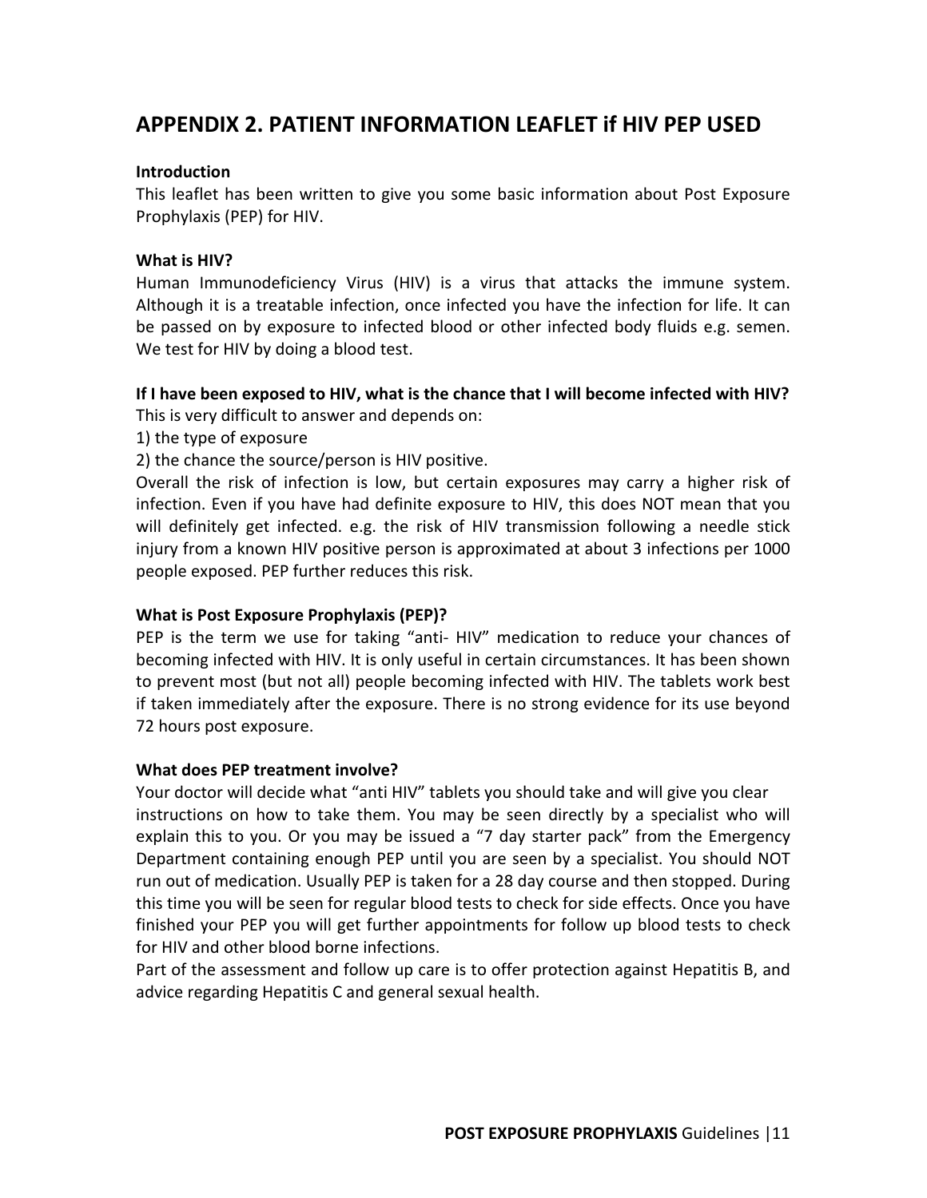## APPENDIX 2. PATIENT INFORMATION LEAFLET if HIV PEP USED

**Introduction**

This leaflet has been written to give you some basic information about Post Exposure Prophylaxis (PEP) for HIV.

**What is HIV?**

Human Immunodeficiency Virus (HIV) is a virus that attacks the immune system. Although it is a treatable infection, once infected you have the infection for life. It can be passed on by exposure to infected blood or other infected body fluids e.g. semen. We test for HIV by doing a blood test.

**If I have been exposed to HIV, what is the chance that I will become infected with HIV?**

This is very difficult to answer and depends on:

1) the type of exposure
2) the chance the source/person is HIV positive.

Overall the risk of infection is low, but certain exposures may carry a higher risk of infection. Even if you have had definite exposure to HIV, this does NOT mean that you will definitely get infected. e.g. the risk of HIV transmission following a needle stick injury from a known HIV positive person is approximated at about 3 infections per 1000 people exposed. PEP further reduces this risk.

**What is Post Exposure Prophylaxis (PEP)?**

PEP is the term we use for taking "anti- HIV" medication to reduce your chances of becoming infected with HIV. It is only useful in certain circumstances. It has been shown to prevent most (but not all) people becoming infected with HIV. The tablets work best if taken immediately after the exposure. There is no strong evidence for its use beyond 72 hours post exposure.

**What does PEP treatment involve?**

Your doctor will decide what "anti HIV" tablets you should take and will give you clear instructions on how to take them. You may be seen directly by a specialist who will explain this to you. Or you may be issued a "7 day starter pack" from the Emergency Department containing enough PEP until you are seen by a specialist. You should NOT run out of medication. Usually PEP is taken for a 28 day course and then stopped. During this time you will be seen for regular blood tests to check for side effects. Once you have finished your PEP you will get further appointments for follow up blood tests to check for HIV and other blood borne infections.

Part of the assessment and follow up care is to offer protection against Hepatitis B, and advice regarding Hepatitis C and general sexual health.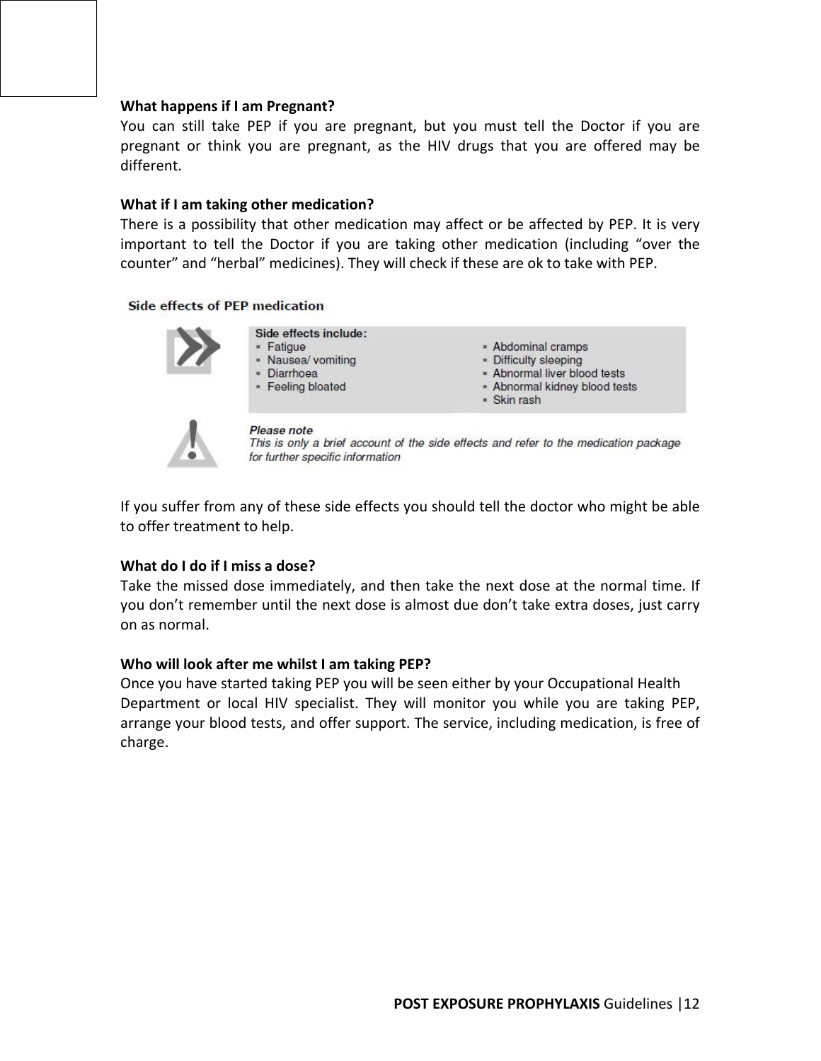**What happens if I am Pregnant?**

You can still take PEP if you are pregnant, but you must tell the Doctor if you are pregnant or think you are pregnant, as the HIV drugs that you are offered may be different.

**What if I am taking other medication?**

There is a possibility that other medication may affect or be affected by PEP. It is very important to tell the Doctor if you are taking other medication (including “over the counter” and “herbal” medicines). They will check if these are ok to take with PEP.

**Side effects of PEP medication**

**Side effects include:**

- Fatigue
- Nausea/ vomiting
- Diarrhoea
- Feeling bloated
- Abdominal cramps
- Difficulty sleeping
- Abnormal liver blood tests
- Abnormal kidney blood tests
- Skin rash

***Please note***

*This is only a brief account of the side effects and refer to the medication package for further specific information*

If you suffer from any of these side effects you should tell the doctor who might be able to offer treatment to help.

**What do I do if I miss a dose?**

Take the missed dose immediately, and then take the next dose at the normal time. If you don’t remember until the next dose is almost due don’t take extra doses, just carry on as normal.

**Who will look after me whilst I am taking PEP?**

Once you have started taking PEP you will be seen either by your Occupational Health Department or local HIV specialist. They will monitor you while you are taking PEP, arrange your blood tests, and offer support. The service, including medication, is free of charge.